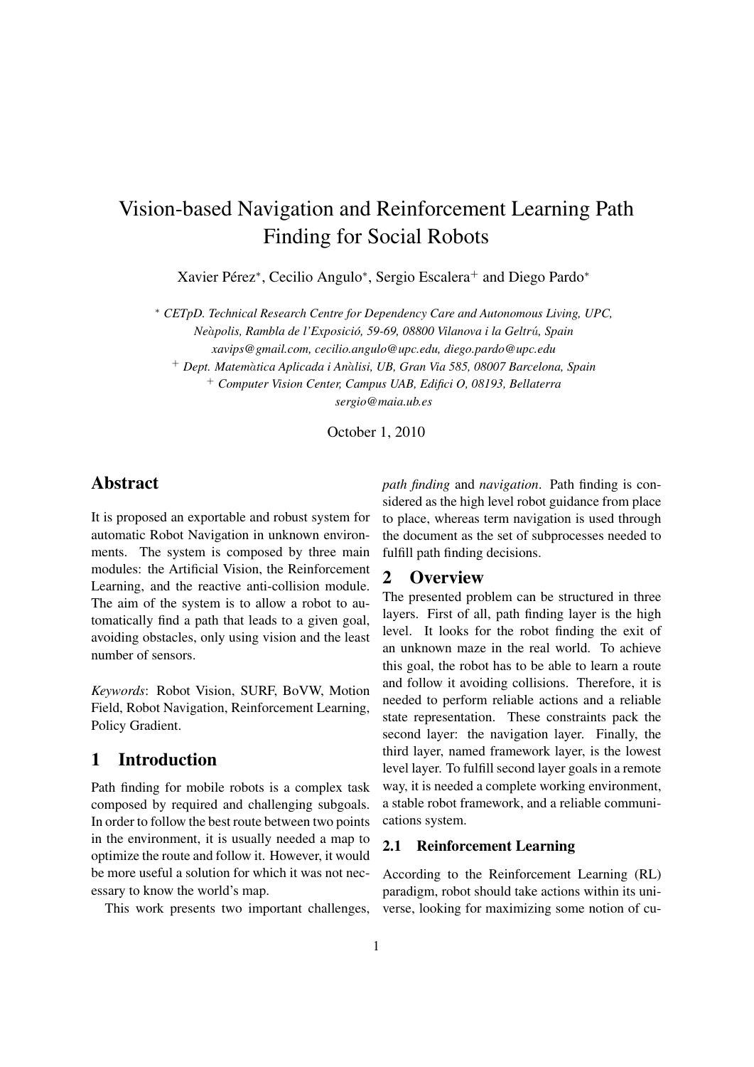# Vision-based Navigation and Reinforcement Learning Path Finding for Social Robots

Xavier Pérez*, Cecilio Angulo*, Sergio Escalera+ and Diego Pardo*

\* *CETpD. Technical Research Centre for Dependency Care and Autonomous Living, UPC, Neàpolis, Rambla de l'Exposició, 59-69, 08800 Vilanova i la Geltrú, Spain*
*xavips@gmail.com, cecilio.angulo@upc.edu, diego.pardo@upc.edu*
\+ *Dept. Matemàtica Aplicada i Anàlisi, UB, Gran Via 585, 08007 Barcelona, Spain*
\+ *Computer Vision Center, Campus UAB, Edifici O, 08193, Bellaterra*
*sergio@maia.ub.es*

October 1, 2010

## Abstract

It is proposed an exportable and robust system for automatic Robot Navigation in unknown environments. The system is composed by three main modules: the Artificial Vision, the Reinforcement Learning, and the reactive anti-collision module. The aim of the system is to allow a robot to automatically find a path that leads to a given goal, avoiding obstacles, only using vision and the least number of sensors.

*Keywords*: Robot Vision, SURF, BoVW, Motion Field, Robot Navigation, Reinforcement Learning, Policy Gradient.

## 1 Introduction

Path finding for mobile robots is a complex task composed by required and challenging subgoals. In order to follow the best route between two points in the environment, it is usually needed a map to optimize the route and follow it. However, it would be more useful a solution for which it was not necessary to know the world's map.

This work presents two important challenges, *path finding* and *navigation*. Path finding is considered as the high level robot guidance from place to place, whereas term navigation is used through the document as the set of subprocesses needed to fulfill path finding decisions.

## 2 Overview

The presented problem can be structured in three layers. First of all, path finding layer is the high level. It looks for the robot finding the exit of an unknown maze in the real world. To achieve this goal, the robot has to be able to learn a route and follow it avoiding collisions. Therefore, it is needed to perform reliable actions and a reliable state representation. These constraints pack the second layer: the navigation layer. Finally, the third layer, named framework layer, is the lowest level layer. To fulfill second layer goals in a remote way, it is needed a complete working environment, a stable robot framework, and a reliable communications system.

### 2.1 Reinforcement Learning

According to the Reinforcement Learning (RL) paradigm, robot should take actions within its universe, looking for maximizing some notion of cu-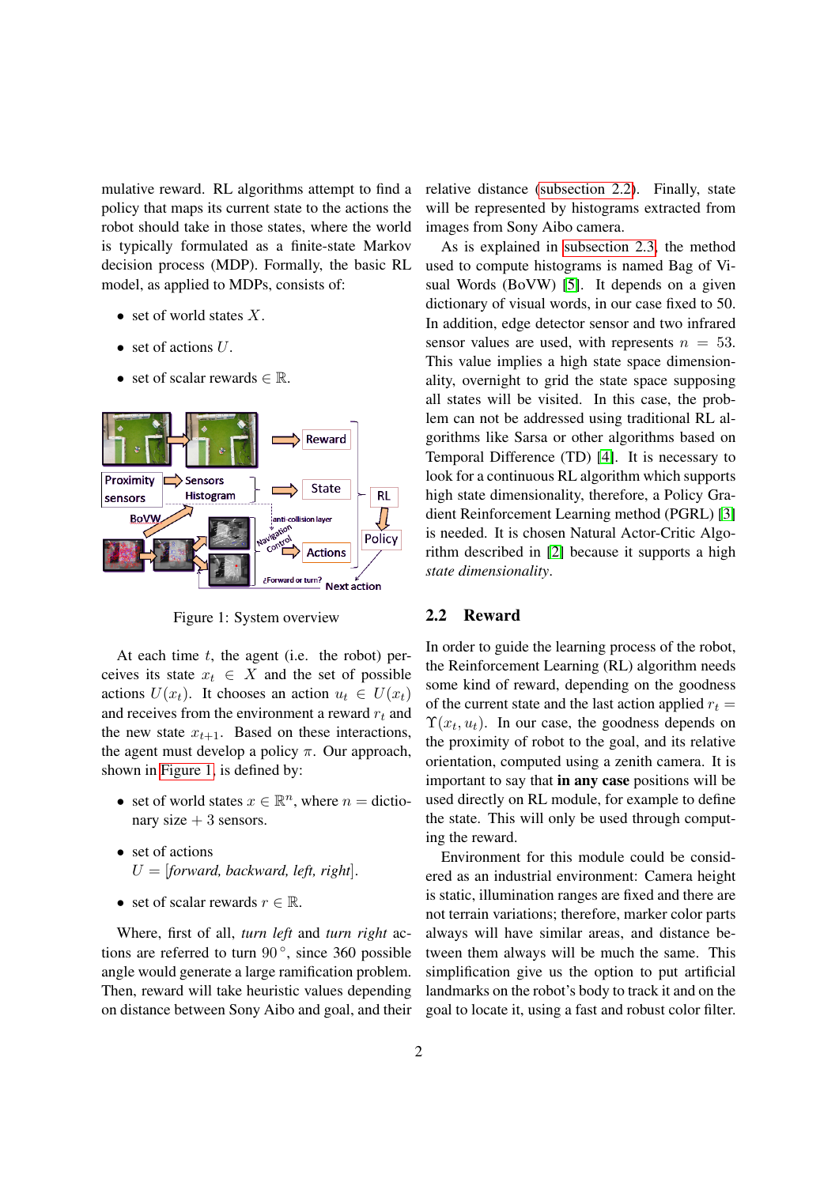mulative reward. RL algorithms attempt to find a policy that maps its current state to the actions the robot should take in those states, where the world is typically formulated as a finite-state Markov decision process (MDP). Formally, the basic RL model, as applied to MDPs, consists of:

- set of world states $X$.
- set of actions $U$.
- set of scalar rewards $\in \mathbb{R}$.

Figure 1: System overview

At each time $t$, the agent (i.e. the robot) perceives its state $x_t \in X$ and the set of possible actions $U(x_t)$. It chooses an action $u_t \in U(x_t)$ and receives from the environment a reward $r_t$ and the new state $x_{t+1}$. Based on these interactions, the agent must develop a policy $\pi$. Our approach, shown in Figure 1, is defined by:

- set of world states $x \in \mathbb{R}^n$, where $n =$ dictionary size $+$ 3 sensors.
- set of actions $U = [$*forward, backward, left, right*$]$.
- set of scalar rewards $r \in \mathbb{R}$.

Where, first of all, *turn left* and *turn right* actions are referred to turn $90^\circ$, since 360 possible angle would generate a large ramification problem. Then, reward will take heuristic values depending on distance between Sony Aibo and goal, and their relative distance (subsection 2.2). Finally, state will be represented by histograms extracted from images from Sony Aibo camera.

As is explained in subsection 2.3, the method used to compute histograms is named Bag of Visual Words (BoVW) [5]. It depends on a given dictionary of visual words, in our case fixed to 50. In addition, edge detector sensor and two infrared sensor values are used, with represents $n = 53$. This value implies a high state space dimensionality, overnight to grid the state space supposing all states will be visited. In this case, the problem can not be addressed using traditional RL algorithms like Sarsa or other algorithms based on Temporal Difference (TD) [4]. It is necessary to look for a continuous RL algorithm which supports high state dimensionality, therefore, a Policy Gradient Reinforcement Learning method (PGRL) [3] is needed. It is chosen Natural Actor-Critic Algorithm described in [2] because it supports a high *state dimensionality*.

## 2.2 Reward

In order to guide the learning process of the robot, the Reinforcement Learning (RL) algorithm needs some kind of reward, depending on the goodness of the current state and the last action applied $r_t = \Upsilon(x_t, u_t)$. In our case, the goodness depends on the proximity of robot to the goal, and its relative orientation, computed using a zenith camera. It is important to say that **in any case** positions will be used directly on RL module, for example to define the state. This will only be used through computing the reward.

Environment for this module could be considered as an industrial environment: Camera height is static, illumination ranges are fixed and there are not terrain variations; therefore, marker color parts always will have similar areas, and distance between them always will be much the same. This simplification give us the option to put artificial landmarks on the robot's body to track it and on the goal to locate it, using a fast and robust color filter.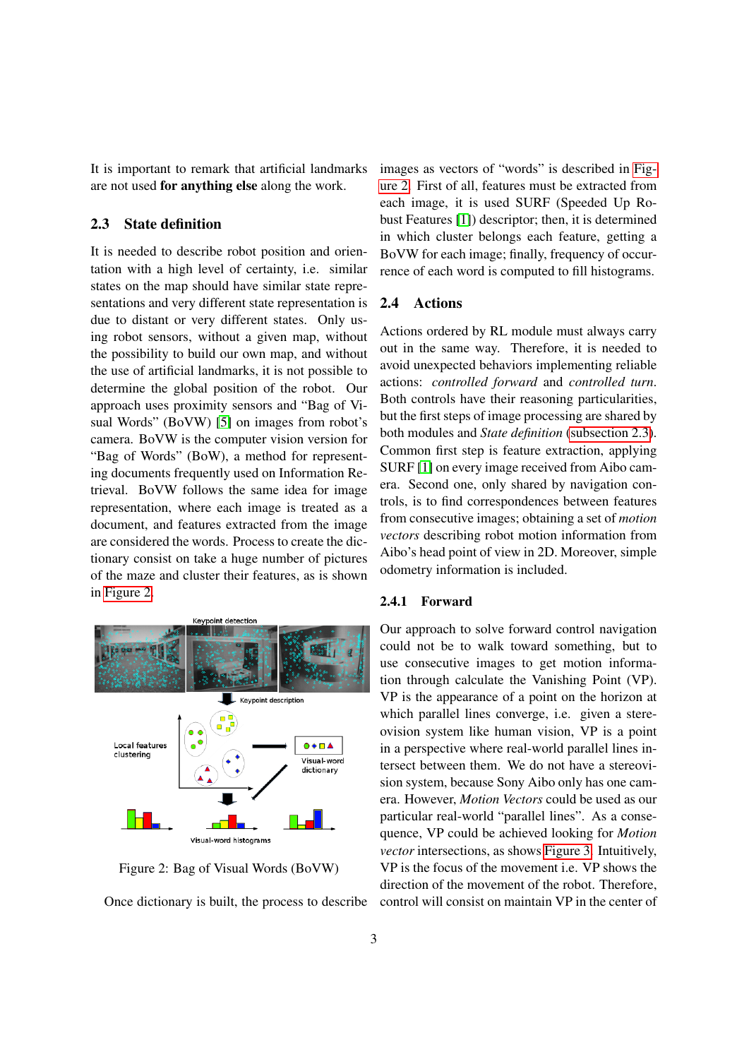It is important to remark that artificial landmarks are not used **for anything else** along the work.

### 2.3 State definition

It is needed to describe robot position and orientation with a high level of certainty, i.e. similar states on the map should have similar state representations and very different state representation is due to distant or very different states. Only using robot sensors, without a given map, without the possibility to build our own map, and without the use of artificial landmarks, it is not possible to determine the global position of the robot. Our approach uses proximity sensors and "Bag of Visual Words" (BoVW) [5] on images from robot's camera. BoVW is the computer vision version for "Bag of Words" (BoW), a method for representing documents frequently used on Information Retrieval. BoVW follows the same idea for image representation, where each image is treated as a document, and features extracted from the image are considered the words. Process to create the dictionary consist on take a huge number of pictures of the maze and cluster their features, as is shown in Figure 2.

Figure 2: Bag of Visual Words (BoVW)

Once dictionary is built, the process to describe images as vectors of "words" is described in Figure 2. First of all, features must be extracted from each image, it is used SURF (Speeded Up Robust Features [1]) descriptor; then, it is determined in which cluster belongs each feature, getting a BoVW for each image; finally, frequency of occurrence of each word is computed to fill histograms.

### 2.4 Actions

Actions ordered by RL module must always carry out in the same way. Therefore, it is needed to avoid unexpected behaviors implementing reliable actions: *controlled forward* and *controlled turn*. Both controls have their reasoning particularities, but the first steps of image processing are shared by both modules and *State definition* (subsection 2.3). Common first step is feature extraction, applying SURF [1] on every image received from Aibo camera. Second one, only shared by navigation controls, is to find correspondences between features from consecutive images; obtaining a set of *motion vectors* describing robot motion information from Aibo's head point of view in 2D. Moreover, simple odometry information is included.

#### 2.4.1 Forward

Our approach to solve forward control navigation could not be to walk toward something, but to use consecutive images to get motion information through calculate the Vanishing Point (VP). VP is the appearance of a point on the horizon at which parallel lines converge, i.e. given a stereovision system like human vision, VP is a point in a perspective where real-world parallel lines intersect between them. We do not have a stereovision system, because Sony Aibo only has one camera. However, *Motion Vectors* could be used as our particular real-world "parallel lines". As a consequence, VP could be achieved looking for *Motion vector* intersections, as shows Figure 3. Intuitively, VP is the focus of the movement i.e. VP shows the direction of the movement of the robot. Therefore, control will consist on maintain VP in the center of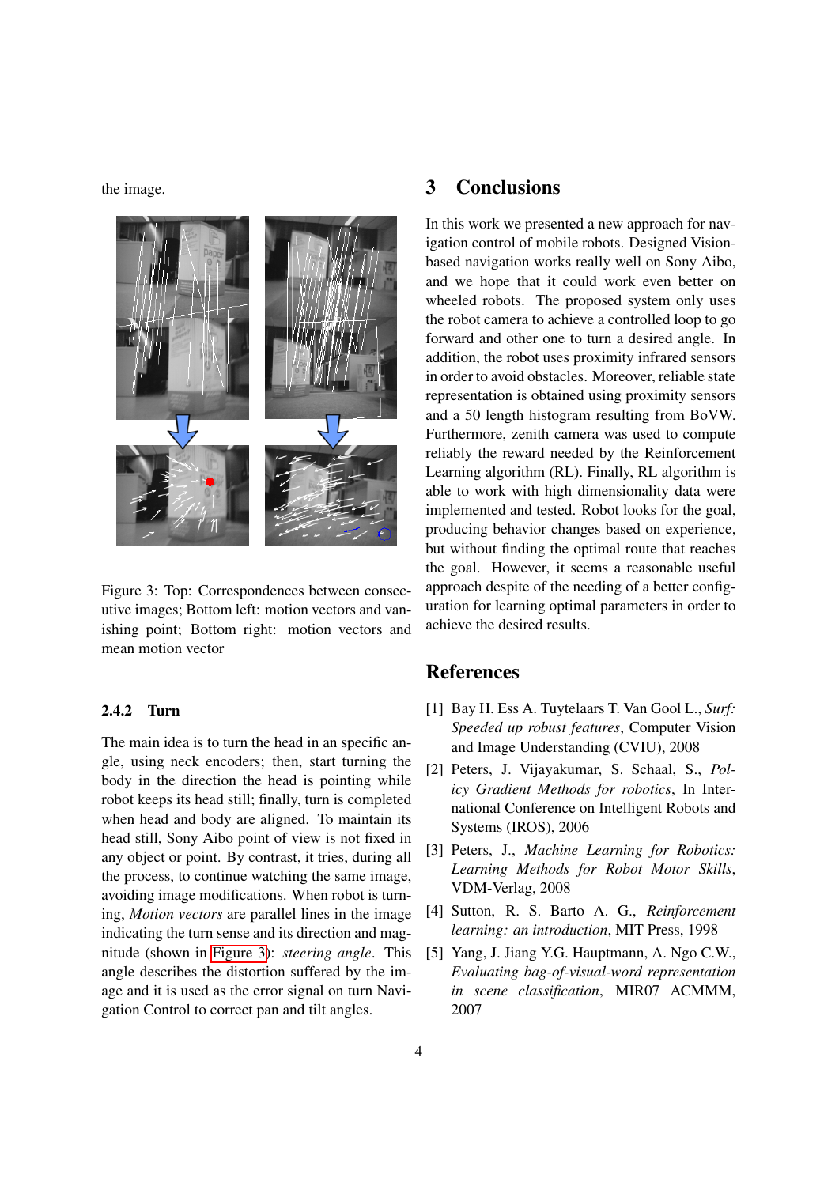the image.

Figure 3: Top: Correspondences between consecutive images; Bottom left: motion vectors and vanishing point; Bottom right: motion vectors and mean motion vector

### 2.4.2 Turn

The main idea is to turn the head in an specific angle, using neck encoders; then, start turning the body in the direction the head is pointing while robot keeps its head still; finally, turn is completed when head and body are aligned. To maintain its head still, Sony Aibo point of view is not fixed in any object or point. By contrast, it tries, during all the process, to continue watching the same image, avoiding image modifications. When robot is turning, *Motion vectors* are parallel lines in the image indicating the turn sense and its direction and magnitude (shown in Figure 3): *steering angle*. This angle describes the distortion suffered by the image and it is used as the error signal on turn Navigation Control to correct pan and tilt angles.

# 3 Conclusions

In this work we presented a new approach for navigation control of mobile robots. Designed Vision-based navigation works really well on Sony Aibo, and we hope that it could work even better on wheeled robots. The proposed system only uses the robot camera to achieve a controlled loop to go forward and other one to turn a desired angle. In addition, the robot uses proximity infrared sensors in order to avoid obstacles. Moreover, reliable state representation is obtained using proximity sensors and a 50 length histogram resulting from BoVW. Furthermore, zenith camera was used to compute reliably the reward needed by the Reinforcement Learning algorithm (RL). Finally, RL algorithm is able to work with high dimensionality data were implemented and tested. Robot looks for the goal, producing behavior changes based on experience, but without finding the optimal route that reaches the goal. However, it seems a reasonable useful approach despite of the needing of a better configuration for learning optimal parameters in order to achieve the desired results.

# References

[1] Bay H. Ess A. Tuytelaars T. Van Gool L., *Surf: Speeded up robust features*, Computer Vision and Image Understanding (CVIU), 2008

[2] Peters, J. Vijayakumar, S. Schaal, S., *Policy Gradient Methods for robotics*, In International Conference on Intelligent Robots and Systems (IROS), 2006

[3] Peters, J., *Machine Learning for Robotics: Learning Methods for Robot Motor Skills*, VDM-Verlag, 2008

[4] Sutton, R. S. Barto A. G., *Reinforcement learning: an introduction*, MIT Press, 1998

[5] Yang, J. Jiang Y.G. Hauptmann, A. Ngo C.W., *Evaluating bag-of-visual-word representation in scene classification*, MIR07 ACMMM, 2007